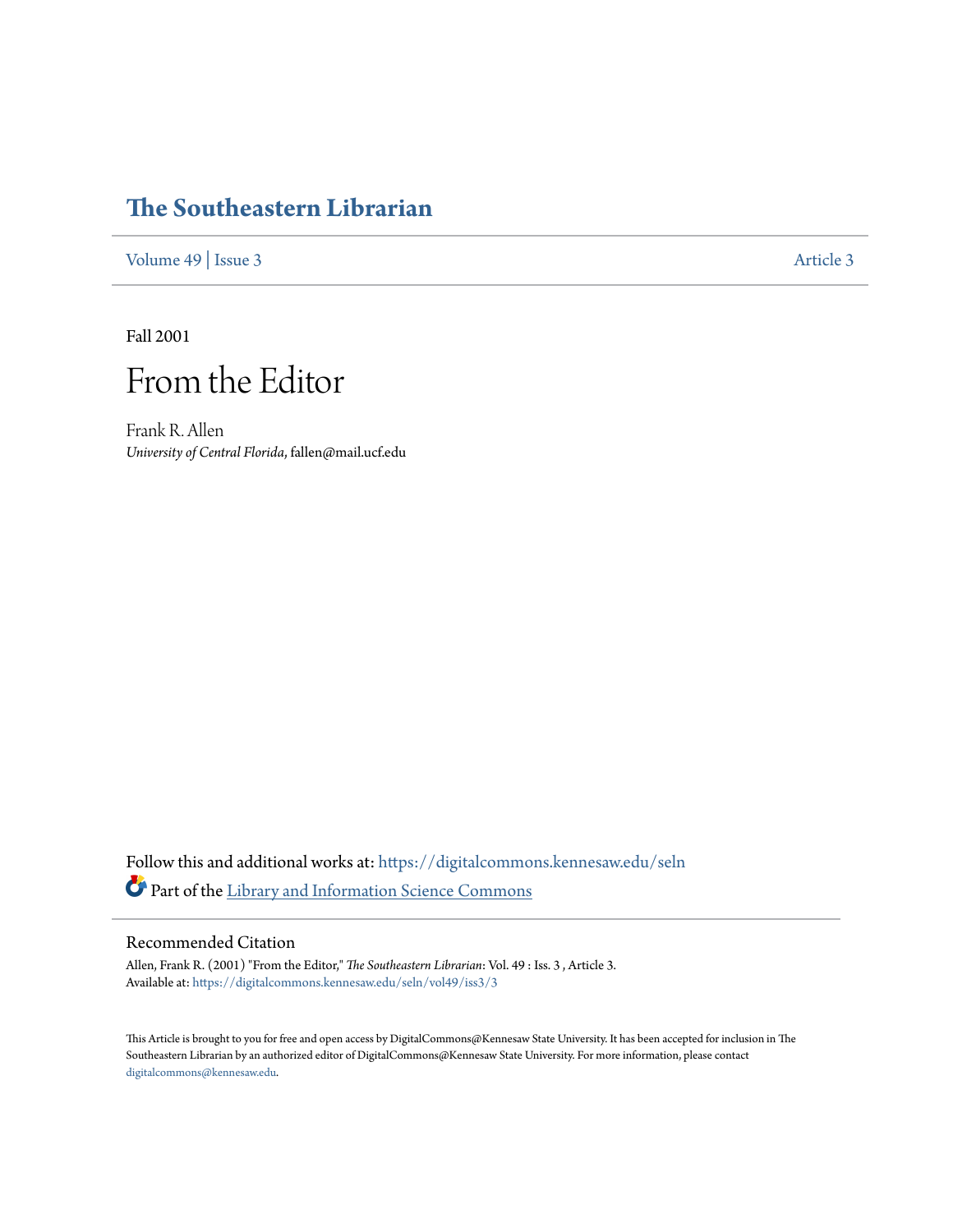# The Southeastern Librarian

Volume 49 | Issue 3 Article 3

Fall 2001

# From the Editor

Frank R. Allen
*University of Central Florida*, fallen@mail.ucf.edu

Follow this and additional works at: https://digitalcommons.kennesaw.edu/seln

Part of the Library and Information Science Commons

## Recommended Citation

Allen, Frank R. (2001) "From the Editor," *The Southeastern Librarian*: Vol. 49 : Iss. 3 , Article 3.
Available at: https://digitalcommons.kennesaw.edu/seln/vol49/iss3/3

This Article is brought to you for free and open access by DigitalCommons@Kennesaw State University. It has been accepted for inclusion in The Southeastern Librarian by an authorized editor of DigitalCommons@Kennesaw State University. For more information, please contact digitalcommons@kennesaw.edu.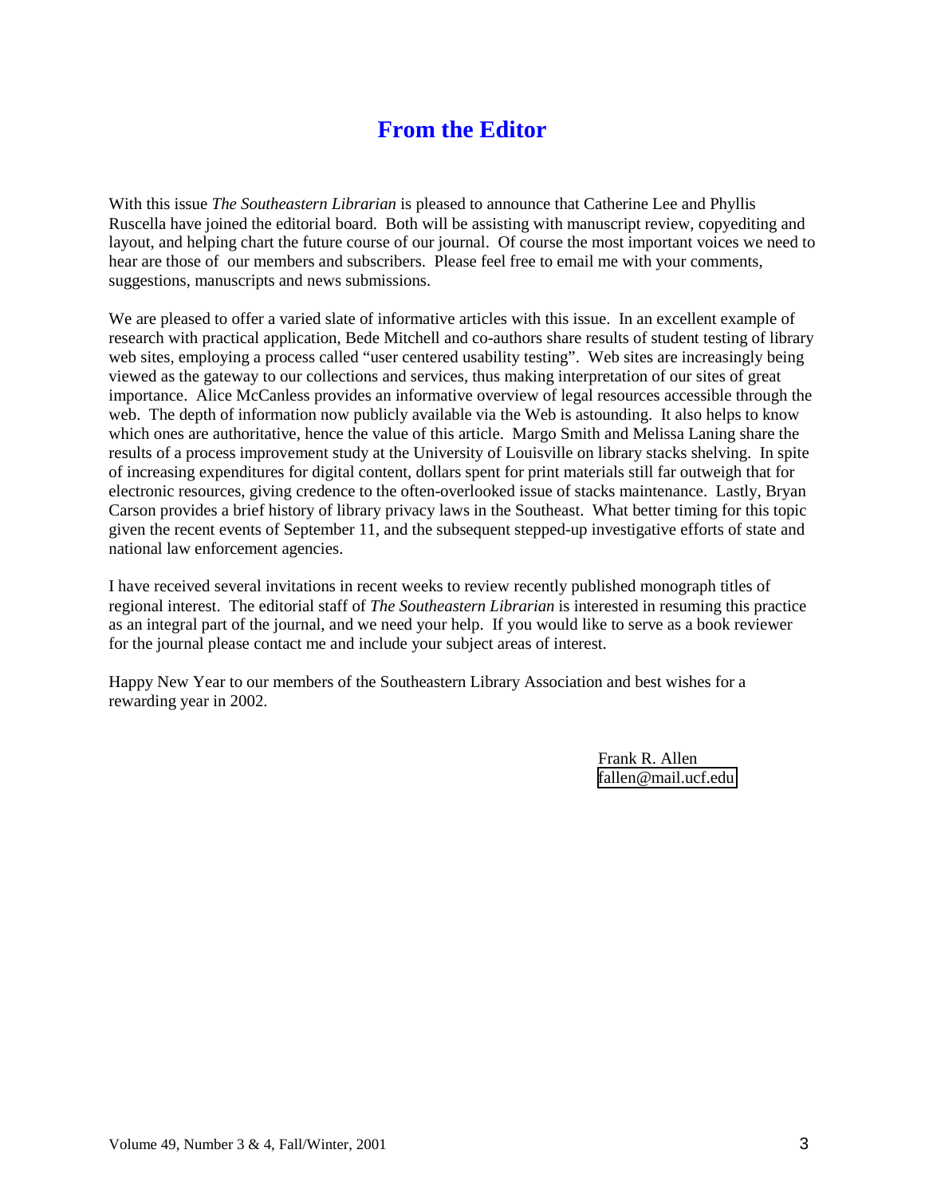# From the Editor

With this issue *The Southeastern Librarian* is pleased to announce that Catherine Lee and Phyllis Ruscella have joined the editorial board. Both will be assisting with manuscript review, copyediting and layout, and helping chart the future course of our journal. Of course the most important voices we need to hear are those of our members and subscribers. Please feel free to email me with your comments, suggestions, manuscripts and news submissions.

We are pleased to offer a varied slate of informative articles with this issue. In an excellent example of research with practical application, Bede Mitchell and co-authors share results of student testing of library web sites, employing a process called "user centered usability testing". Web sites are increasingly being viewed as the gateway to our collections and services, thus making interpretation of our sites of great importance. Alice McCanless provides an informative overview of legal resources accessible through the web. The depth of information now publicly available via the Web is astounding. It also helps to know which ones are authoritative, hence the value of this article. Margo Smith and Melissa Laning share the results of a process improvement study at the University of Louisville on library stacks shelving. In spite of increasing expenditures for digital content, dollars spent for print materials still far outweigh that for electronic resources, giving credence to the often-overlooked issue of stacks maintenance. Lastly, Bryan Carson provides a brief history of library privacy laws in the Southeast. What better timing for this topic given the recent events of September 11, and the subsequent stepped-up investigative efforts of state and national law enforcement agencies.

I have received several invitations in recent weeks to review recently published monograph titles of regional interest. The editorial staff of *The Southeastern Librarian* is interested in resuming this practice as an integral part of the journal, and we need your help. If you would like to serve as a book reviewer for the journal please contact me and include your subject areas of interest.

Happy New Year to our members of the Southeastern Library Association and best wishes for a rewarding year in 2002.

Frank R. Allen
fallen@mail.ucf.edu